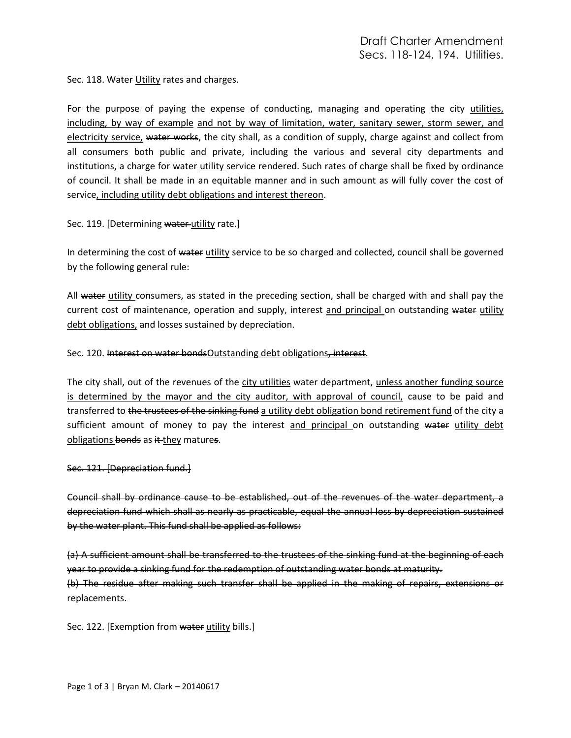# Draft Charter Amendment
## Secs. 118-124, 194. Utilities.

Sec. 118. ~~Water~~ <u>Utility</u> rates and charges.

For the purpose of paying the expense of conducting, managing and operating the city <u>utilities, including, by way of example</u> <u>and not by way of limitation, water, sanitary sewer, storm sewer, and electricity service,</u> ~~water works~~, the city shall, as a condition of supply, charge against and collect from all consumers both public and private, including the various and several city departments and institutions, a charge for ~~water~~ <u>utility</u> service rendered. Such rates of charge shall be fixed by ordinance of council. It shall be made in an equitable manner and in such amount as will fully cover the cost of service<u>, including utility debt obligations and interest thereon</u>.

Sec. 119. [Determining ~~water~~ <u>utility</u> rate.]

In determining the cost of ~~water~~ <u>utility</u> service to be so charged and collected, council shall be governed by the following general rule:

All ~~water~~ <u>utility</u> consumers, as stated in the preceding section, shall be charged with and shall pay the current cost of maintenance, operation and supply, interest <u>and principal</u> on outstanding ~~water~~ <u>utility debt obligations,</u> and losses sustained by depreciation.

Sec. 120. ~~Interest on water bonds~~<u>Outstanding debt obligations</u>~~, interest~~.

The city shall, out of the revenues of the <u>city utilities</u> ~~water department~~, <u>unless another funding source is determined by the mayor and the city auditor, with approval of council,</u> cause to be paid and transferred to ~~the trustees of the sinking fund~~ <u>a utility debt obligation bond retirement fund</u> of the city a sufficient amount of money to pay the interest <u>and principal</u> on outstanding ~~water~~ <u>utility debt obligations</u> ~~bonds~~ as ~~it~~ <u>they</u> mature~~s~~.

~~Sec. 121. [Depreciation fund.]~~

~~Council shall by ordinance cause to be established, out of the revenues of the water department, a depreciation fund which shall as nearly as practicable, equal the annual loss by depreciation sustained by the water plant. This fund shall be applied as follows:~~

~~(a) A sufficient amount shall be transferred to the trustees of the sinking fund at the beginning of each year to provide a sinking fund for the redemption of outstanding water bonds at maturity.~~
~~(b) The residue after making such transfer shall be applied in the making of repairs, extensions or replacements.~~

Sec. 122. [Exemption from ~~water~~ <u>utility</u> bills.]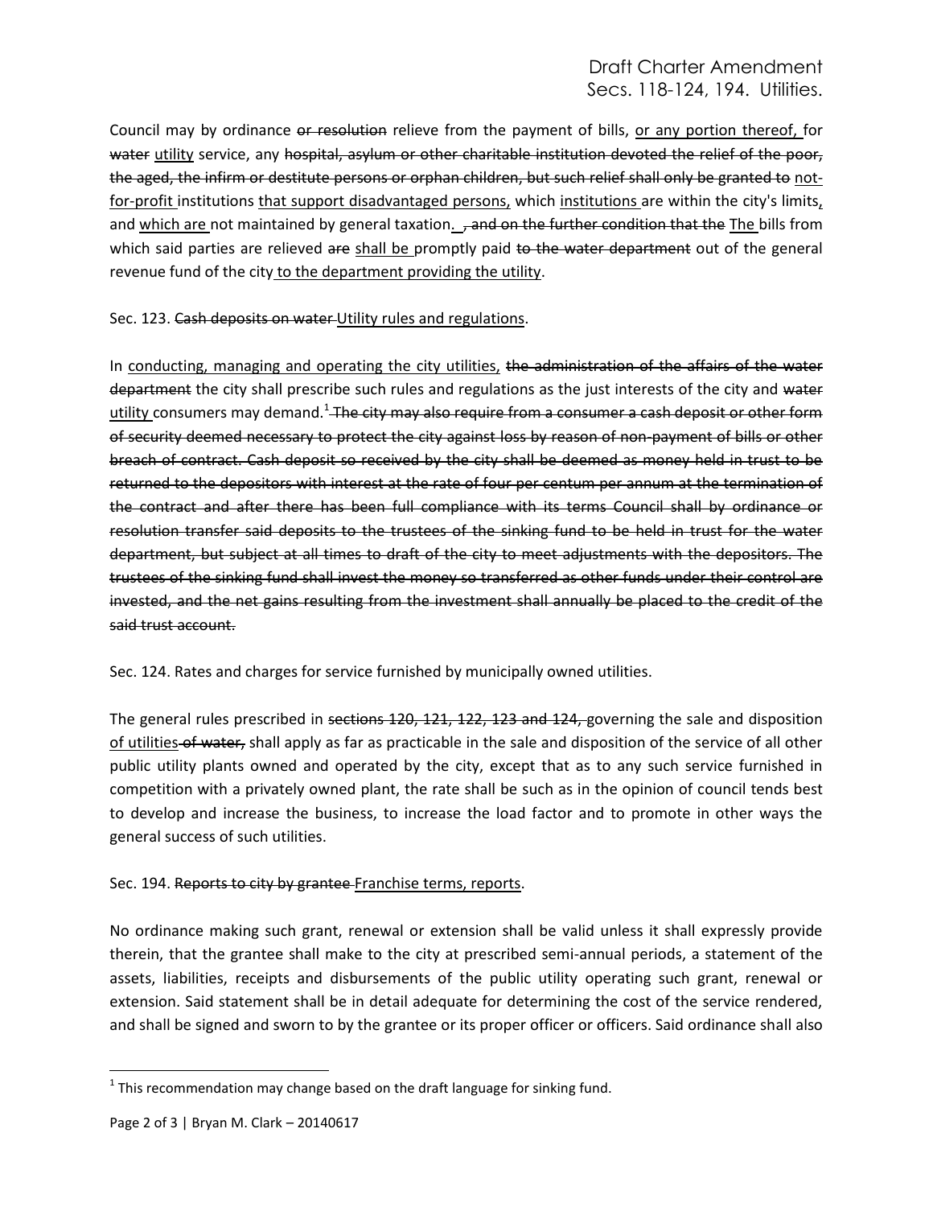Council may by ordinance ~~or resolution~~ relieve from the payment of bills, <u>or any portion thereof,</u> for ~~water~~ <u>utility</u> service, any ~~hospital, asylum or other charitable institution devoted the relief of the poor, the aged, the infirm or destitute persons or orphan children, but such relief shall only be granted to~~ <u>not-for-profit</u> institutions <u>that support disadvantaged persons,</u> which <u>institutions</u> are within the city's limits<u>,</u> and <u>which are</u> not maintained by general taxation<u>.</u> ~~, and on the further condition that the~~ <u>The</u> bills from which said parties are relieved ~~are~~ <u>shall be</u> promptly paid ~~to the water department~~ out of the general revenue fund of the city <u>to the department providing the utility</u>.

Sec. 123. ~~Cash deposits on water~~ <u>Utility rules and regulations</u>.

In <u>conducting, managing and operating the city utilities,</u> ~~the administration of the affairs of the water department~~ the city shall prescribe such rules and regulations as the just interests of the city and ~~water~~ <u>utility</u> consumers may demand.[1] ~~The city may also require from a consumer a cash deposit or other form of security deemed necessary to protect the city against loss by reason of non-payment of bills or other breach of contract. Cash deposit so received by the city shall be deemed as money held in trust to be returned to the depositors with interest at the rate of four per centum per annum at the termination of the contract and after there has been full compliance with its terms Council shall by ordinance or resolution transfer said deposits to the trustees of the sinking fund to be held in trust for the water department, but subject at all times to draft of the city to meet adjustments with the depositors. The trustees of the sinking fund shall invest the money so transferred as other funds under their control are invested, and the net gains resulting from the investment shall annually be placed to the credit of the said trust account.~~

Sec. 124. Rates and charges for service furnished by municipally owned utilities.

The general rules prescribed in ~~sections 120, 121, 122, 123 and 124,~~ governing the sale and disposition <u>of utilities</u> ~~of water,~~ shall apply as far as practicable in the sale and disposition of the service of all other public utility plants owned and operated by the city, except that as to any such service furnished in competition with a privately owned plant, the rate shall be such as in the opinion of council tends best to develop and increase the business, to increase the load factor and to promote in other ways the general success of such utilities.

Sec. 194. ~~Reports to city by grantee~~ <u>Franchise terms, reports</u>.

No ordinance making such grant, renewal or extension shall be valid unless it shall expressly provide therein, that the grantee shall make to the city at prescribed semi-annual periods, a statement of the assets, liabilities, receipts and disbursements of the public utility operating such grant, renewal or extension. Said statement shall be in detail adequate for determining the cost of the service rendered, and shall be signed and sworn to by the grantee or its proper officer or officers. Said ordinance shall also

[1] This recommendation may change based on the draft language for sinking fund.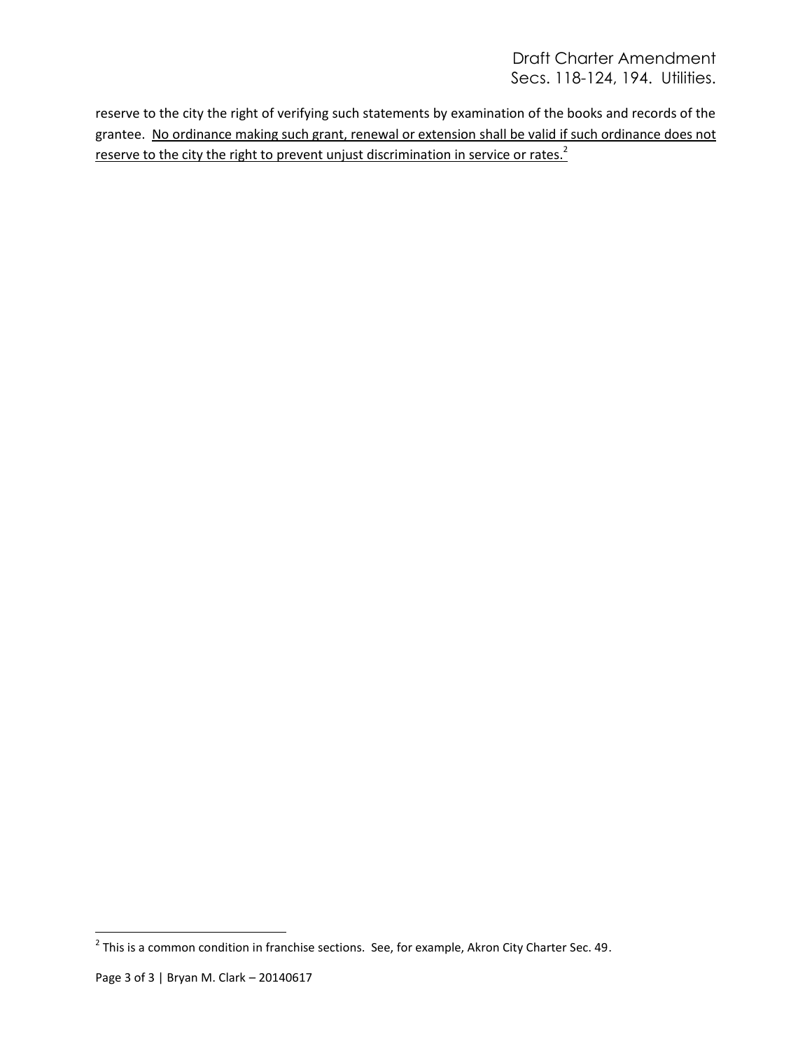reserve to the city the right of verifying such statements by examination of the books and records of the grantee. <u>No ordinance making such grant, renewal or extension shall be valid if such ordinance does not reserve to the city the right to prevent unjust discrimination in service or rates.</u>[2]

[2] This is a common condition in franchise sections. See, for example, Akron City Charter Sec. 49.